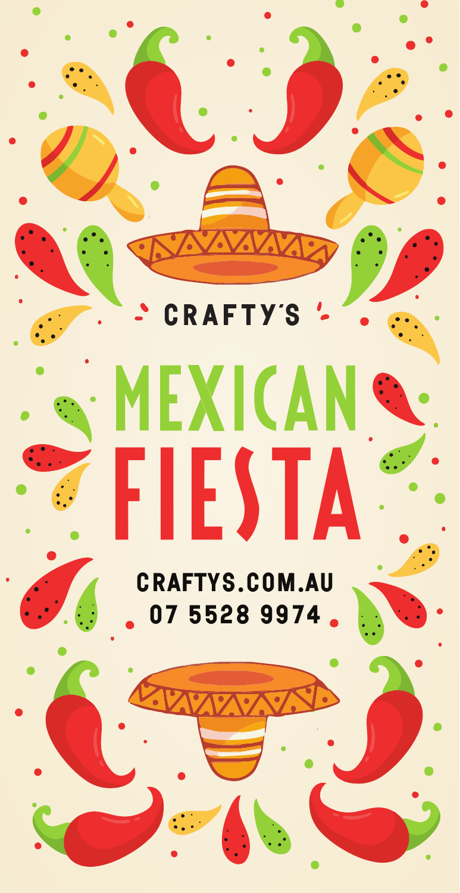CRAFTY'S

# MEXICAN FIESTA

CRAFTYS.COM.AU
07 5528 9974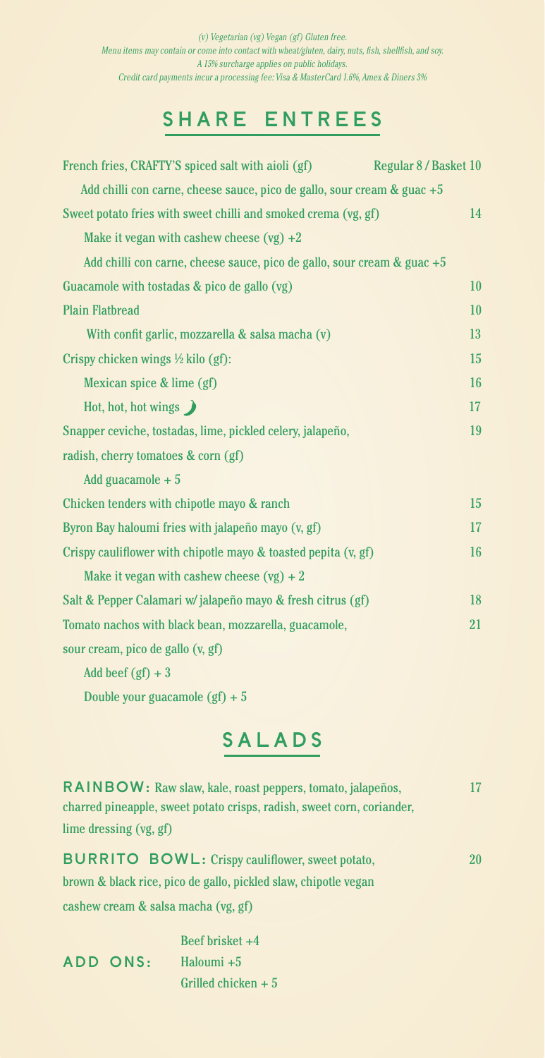*(v) Vegetarian (vg) Vegan (gf) Gluten free.*
*Menu items may contain or come into contact with wheat/gluten, dairy, nuts, fish, shellfish, and soy.*
*A 15% surcharge applies on public holidays.*
*Credit card payments incur a processing fee: Visa & MasterCard 1.6%, Amex & Diners 3%*

# SHARE ENTREES

| Item | Price |
|---|---|
| French fries, CRAFTY'S spiced salt with aioli (gf) | Regular 8 / Basket 10 |
| Add chilli con carne, cheese sauce, pico de gallo, sour cream & guac +5 | |
| Sweet potato fries with sweet chilli and smoked crema (vg, gf) | 14 |
| Make it vegan with cashew cheese (vg) +2 | |
| Add chilli con carne, cheese sauce, pico de gallo, sour cream & guac +5 | |
| Guacamole with tostadas & pico de gallo (vg) | 10 |
| Plain Flatbread | 10 |
| With confit garlic, mozzarella & salsa macha (v) | 13 |
| Crispy chicken wings ½ kilo (gf): | 15 |
| Mexican spice & lime (gf) | 16 |
| Hot, hot, hot wings | 17 |
| Snapper ceviche, tostadas, lime, pickled celery, jalapeño, radish, cherry tomatoes & corn (gf) | 19 |
| Add guacamole + 5 | |
| Chicken tenders with chipotle mayo & ranch | 15 |
| Byron Bay haloumi fries with jalapeño mayo (v, gf) | 17 |
| Crispy cauliflower with chipotle mayo & toasted pepita (v, gf) | 16 |
| Make it vegan with cashew cheese (vg) + 2 | |
| Salt & Pepper Calamari w/ jalapeño mayo & fresh citrus (gf) | 18 |
| Tomato nachos with black bean, mozzarella, guacamole, sour cream, pico de gallo (v, gf) | 21 |
| Add beef (gf) + 3 | |
| Double your guacamole (gf) + 5 | |

# SALADS

| Item | Price |
|---|---|
| **RAINBOW:** Raw slaw, kale, roast peppers, tomato, jalapeños, charred pineapple, sweet potato crisps, radish, sweet corn, coriander, lime dressing (vg, gf) | 17 |
| **BURRITO BOWL:** Crispy cauliflower, sweet potato, brown & black rice, pico de gallo, pickled slaw, chipotle vegan cashew cream & salsa macha (vg, gf) | 20 |

**ADD ONS:**
- Beef brisket +4
- Haloumi +5
- Grilled chicken + 5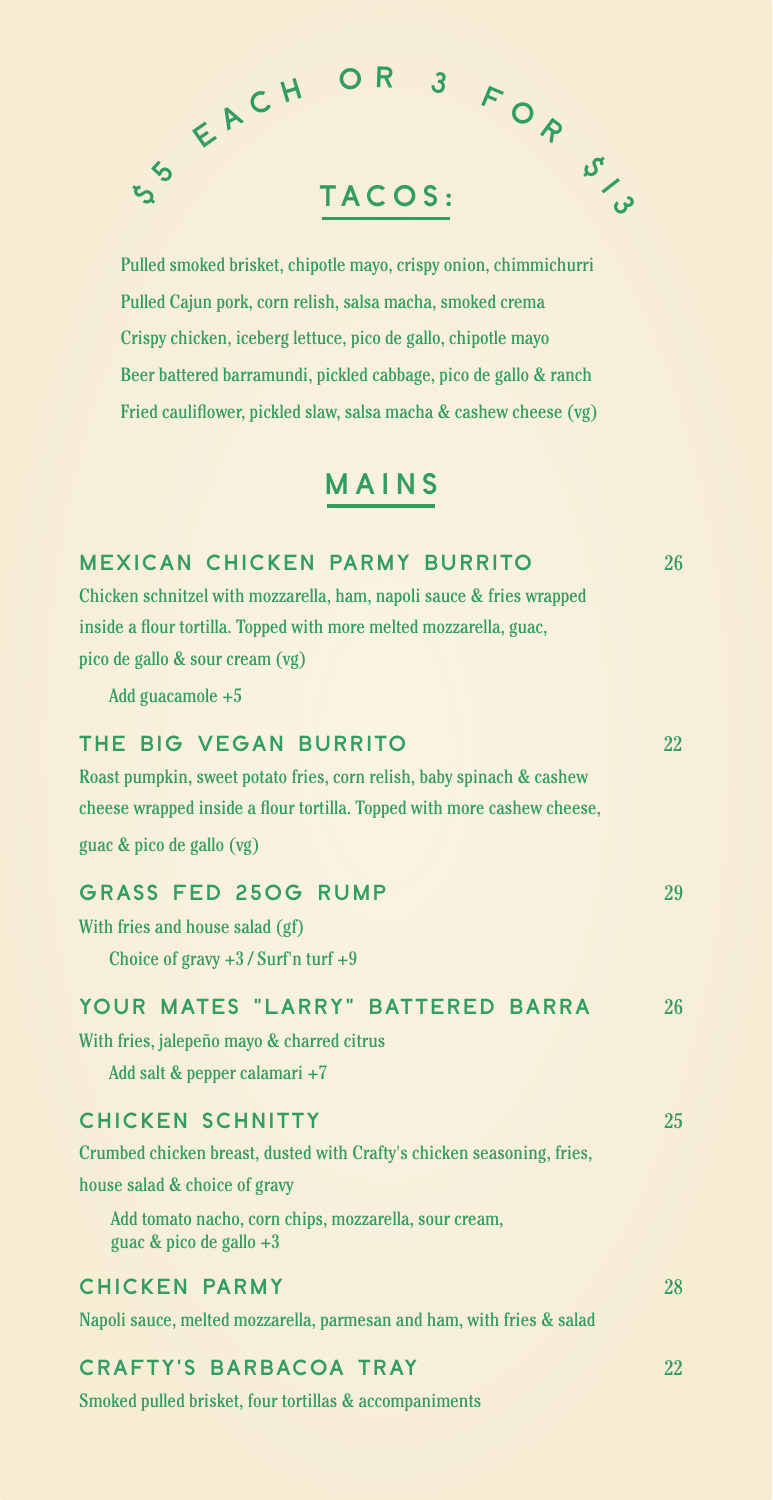## $5 EACH OR 3 FOR $13

## TACOS:

Pulled smoked brisket, chipotle mayo, crispy onion, chimmichurri

Pulled Cajun pork, corn relish, salsa macha, smoked crema

Crispy chicken, iceberg lettuce, pico de gallo, chipotle mayo

Beer battered barramundi, pickled cabbage, pico de gallo & ranch

Fried cauliflower, pickled slaw, salsa macha & cashew cheese (vg)

## MAINS

### MEXICAN CHICKEN PARMY BURRITO — 26

Chicken schnitzel with mozzarella, ham, napoli sauce & fries wrapped inside a flour tortilla. Topped with more melted mozzarella, guac, pico de gallo & sour cream (vg)

Add guacamole +5

### THE BIG VEGAN BURRITO — 22

Roast pumpkin, sweet potato fries, corn relish, baby spinach & cashew cheese wrapped inside a flour tortilla. Topped with more cashew cheese, guac & pico de gallo (vg)

### GRASS FED 250G RUMP — 29

With fries and house salad (gf)

Choice of gravy +3 / Surf'n turf +9

### YOUR MATES "LARRY" BATTERED BARRA — 26

With fries, jalepeño mayo & charred citrus

Add salt & pepper calamari +7

### CHICKEN SCHNITTY — 25

Crumbed chicken breast, dusted with Crafty's chicken seasoning, fries, house salad & choice of gravy

Add tomato nacho, corn chips, mozzarella, sour cream, guac & pico de gallo +3

### CHICKEN PARMY — 28

Napoli sauce, melted mozzarella, parmesan and ham, with fries & salad

### CRAFTY'S BARBACOA TRAY — 22

Smoked pulled brisket, four tortillas & accompaniments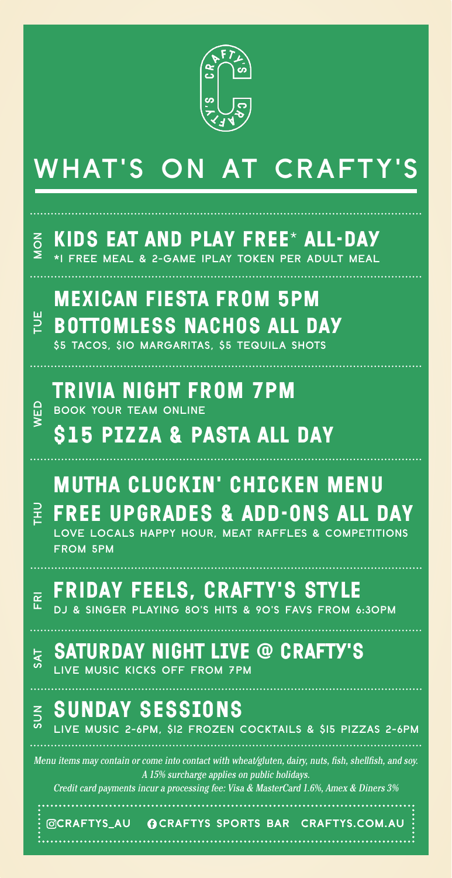# WHAT'S ON AT CRAFTY'S

**MON**

## KIDS EAT AND PLAY FREE* ALL-DAY

*1 FREE MEAL & 2-GAME IPLAY TOKEN PER ADULT MEAL

**TUE**

## MEXICAN FIESTA FROM 5PM
## BOTTOMLESS NACHOS ALL DAY

$5 TACOS, $10 MARGARITAS, $5 TEQUILA SHOTS

**WED**

## TRIVIA NIGHT FROM 7PM

BOOK YOUR TEAM ONLINE

## $15 PIZZA & PASTA ALL DAY

**THU**

## MUTHA CLUCKIN' CHICKEN MENU
## FREE UPGRADES & ADD-ONS ALL DAY

LOVE LOCALS HAPPY HOUR, MEAT RAFFLES & COMPETITIONS FROM 5PM

**FRI**

## FRIDAY FEELS, CRAFTY'S STYLE

DJ & SINGER PLAYING 80'S HITS & 90'S FAVS FROM 6:30PM

**SAT**

## SATURDAY NIGHT LIVE @ CRAFTY'S

LIVE MUSIC KICKS OFF FROM 7PM

**SUN**

## SUNDAY SESSIONS

LIVE MUSIC 2-6PM, $12 FROZEN COCKTAILS & $15 PIZZAS 2-6PM

*Menu items may contain or come into contact with wheat/gluten, dairy, nuts, fish, shellfish, and soy.*
*A 15% surcharge applies on public holidays.*
*Credit card payments incur a processing fee: Visa & MasterCard 1.6%, Amex & Diners 3%*

@CRAFTYS_AU CRAFTYS SPORTS BAR CRAFTYS.COM.AU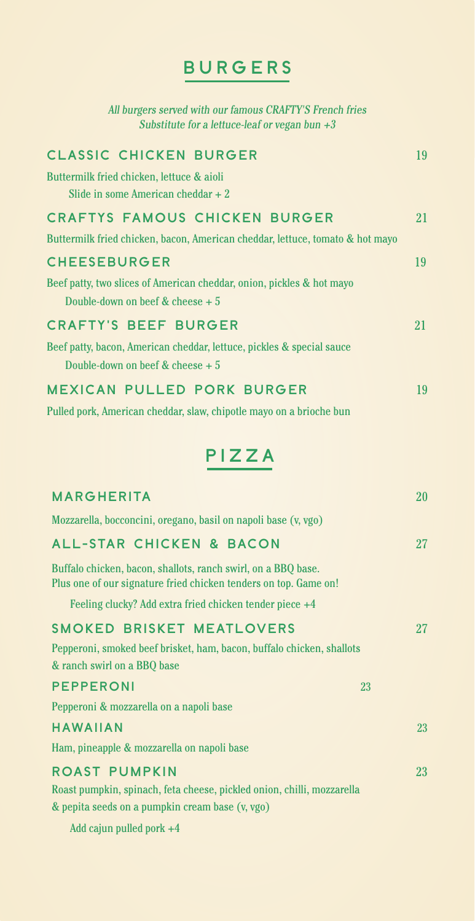## BURGERS

*All burgers served with our famous CRAFTY'S French fries*
*Substitute for a lettuce-leaf or vegan bun +3*

### CLASSIC CHICKEN BURGER — 19

Buttermilk fried chicken, lettuce & aioli
Slide in some American cheddar + 2

### CRAFTYS FAMOUS CHICKEN BURGER — 21

Buttermilk fried chicken, bacon, American cheddar, lettuce, tomato & hot mayo

### CHEESEBURGER — 19

Beef patty, two slices of American cheddar, onion, pickles & hot mayo
Double-down on beef & cheese + 5

### CRAFTY'S BEEF BURGER — 21

Beef patty, bacon, American cheddar, lettuce, pickles & special sauce
Double-down on beef & cheese + 5

### MEXICAN PULLED PORK BURGER — 19

Pulled pork, American cheddar, slaw, chipotle mayo on a brioche bun

## PIZZA

### MARGHERITA — 20

Mozzarella, bocconcini, oregano, basil on napoli base (v, vgo)

### ALL-STAR CHICKEN & BACON — 27

Buffalo chicken, bacon, shallots, ranch swirl, on a BBQ base.
Plus one of our signature fried chicken tenders on top. Game on!

Feeling clucky? Add extra fried chicken tender piece +4

### SMOKED BRISKET MEATLOVERS — 27

Pepperoni, smoked beef brisket, ham, bacon, buffalo chicken, shallots & ranch swirl on a BBQ base

### PEPPERONI — 23

Pepperoni & mozzarella on a napoli base

### HAWAIIAN — 23

Ham, pineapple & mozzarella on napoli base

### ROAST PUMPKIN — 23

Roast pumpkin, spinach, feta cheese, pickled onion, chilli, mozzarella & pepita seeds on a pumpkin cream base (v, vgo)

Add cajun pulled pork +4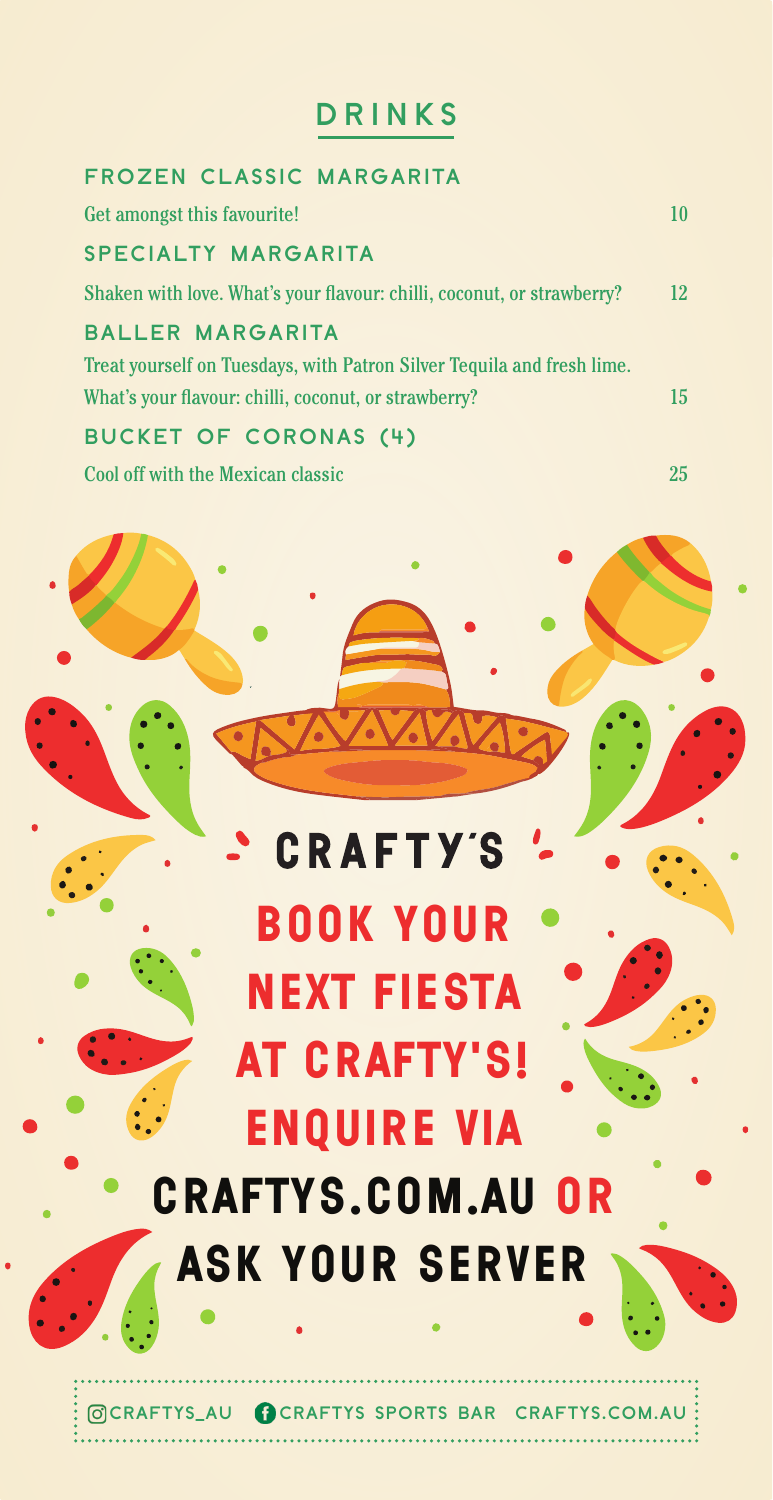## DRINKS

### FROZEN CLASSIC MARGARITA

Get amongst this favourite! 10

### SPECIALTY MARGARITA

Shaken with love. What's your flavour: chilli, coconut, or strawberry? 12

### BALLER MARGARITA

Treat yourself on Tuesdays, with Patron Silver Tequila and fresh lime. What's your flavour: chilli, coconut, or strawberry? 15

### BUCKET OF CORONAS (4)

Cool off with the Mexican classic 25

CRAFTY'S

**BOOK YOUR NEXT FIESTA AT CRAFTY'S! ENQUIRE VIA CRAFTYS.COM.AU OR ASK YOUR SERVER**

CRAFTYS_AU CRAFTYS SPORTS BAR CRAFTYS.COM.AU